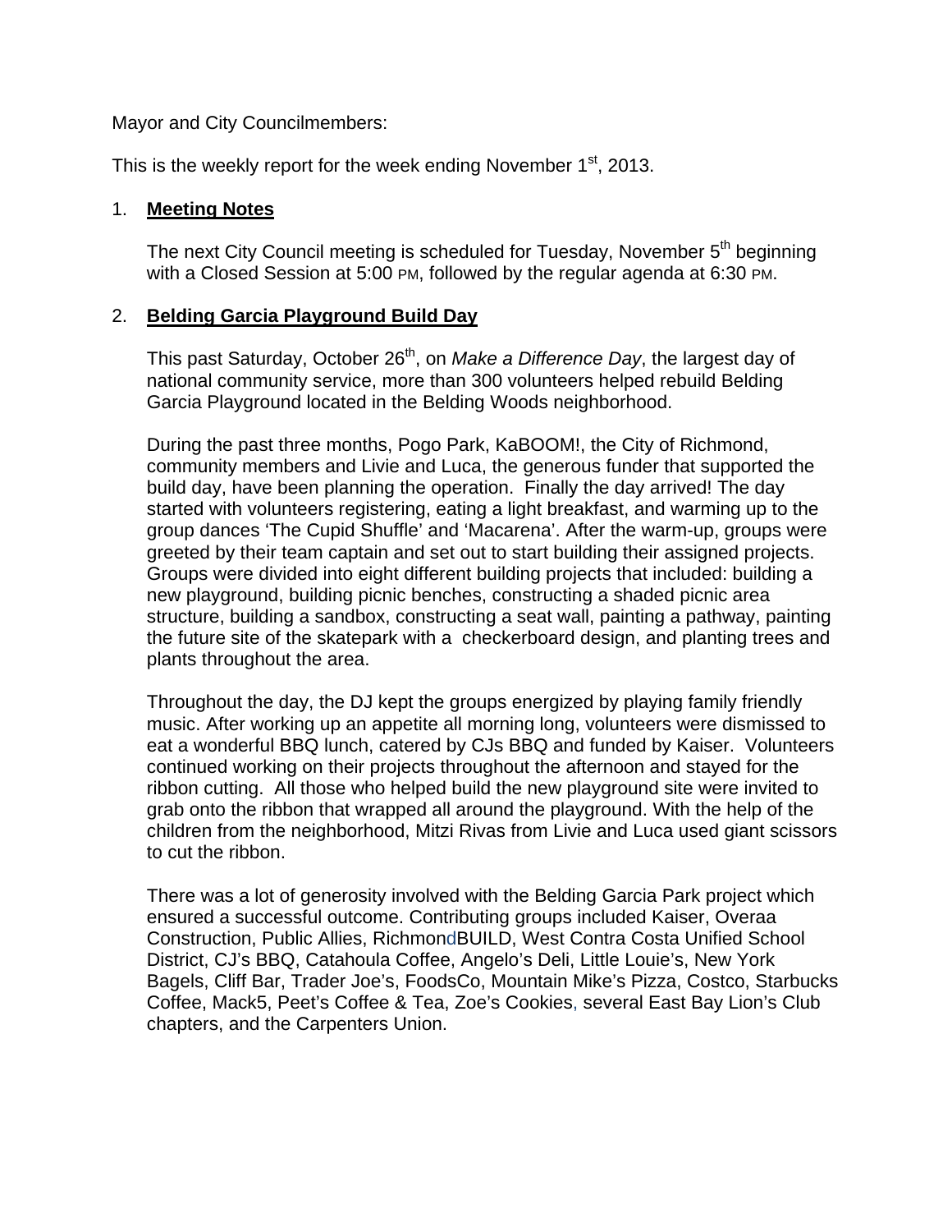Mayor and City Councilmembers:

This is the weekly report for the week ending November 1st, 2013.

1. **Meeting Notes**

   The next City Council meeting is scheduled for Tuesday, November 5th beginning with a Closed Session at 5:00 PM, followed by the regular agenda at 6:30 PM.

2. **Belding Garcia Playground Build Day**

   This past Saturday, October 26th, on *Make a Difference Day*, the largest day of national community service, more than 300 volunteers helped rebuild Belding Garcia Playground located in the Belding Woods neighborhood.

   During the past three months, Pogo Park, KaBOOM!, the City of Richmond, community members and Livie and Luca, the generous funder that supported the build day, have been planning the operation. Finally the day arrived! The day started with volunteers registering, eating a light breakfast, and warming up to the group dances 'The Cupid Shuffle' and 'Macarena'. After the warm-up, groups were greeted by their team captain and set out to start building their assigned projects. Groups were divided into eight different building projects that included: building a new playground, building picnic benches, constructing a shaded picnic area structure, building a sandbox, constructing a seat wall, painting a pathway, painting the future site of the skatepark with a checkerboard design, and planting trees and plants throughout the area.

   Throughout the day, the DJ kept the groups energized by playing family friendly music. After working up an appetite all morning long, volunteers were dismissed to eat a wonderful BBQ lunch, catered by CJs BBQ and funded by Kaiser. Volunteers continued working on their projects throughout the afternoon and stayed for the ribbon cutting. All those who helped build the new playground site were invited to grab onto the ribbon that wrapped all around the playground. With the help of the children from the neighborhood, Mitzi Rivas from Livie and Luca used giant scissors to cut the ribbon.

   There was a lot of generosity involved with the Belding Garcia Park project which ensured a successful outcome. Contributing groups included Kaiser, Overaa Construction, Public Allies, RichmondBUILD, West Contra Costa Unified School District, CJ's BBQ, Catahoula Coffee, Angelo's Deli, Little Louie's, New York Bagels, Cliff Bar, Trader Joe's, FoodsCo, Mountain Mike's Pizza, Costco, Starbucks Coffee, Mack5, Peet's Coffee & Tea, Zoe's Cookies, several East Bay Lion's Club chapters, and the Carpenters Union.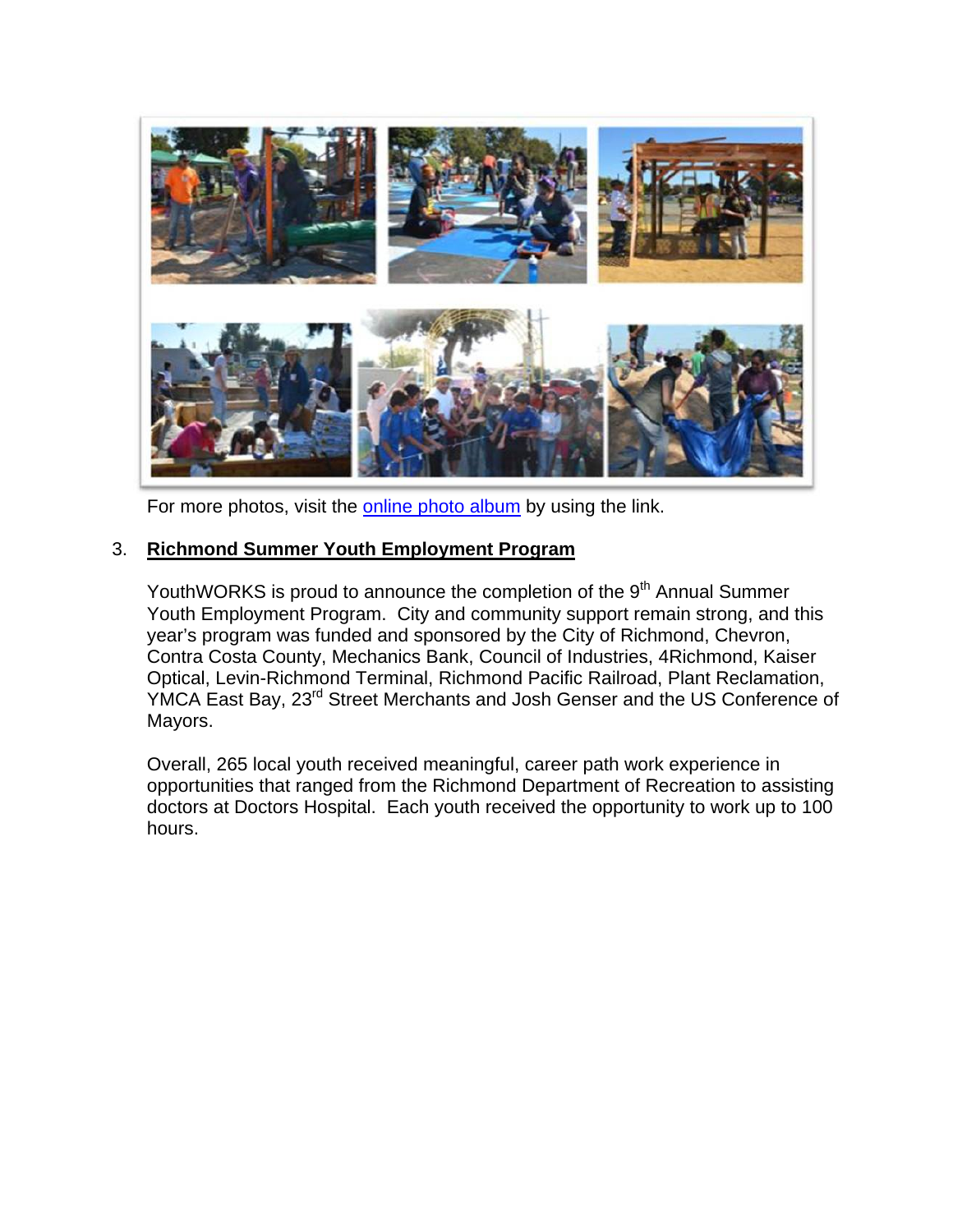For more photos, visit the online photo album by using the link.

3. **Richmond Summer Youth Employment Program**

   YouthWORKS is proud to announce the completion of the 9th Annual Summer Youth Employment Program. City and community support remain strong, and this year's program was funded and sponsored by the City of Richmond, Chevron, Contra Costa County, Mechanics Bank, Council of Industries, 4Richmond, Kaiser Optical, Levin-Richmond Terminal, Richmond Pacific Railroad, Plant Reclamation, YMCA East Bay, 23rd Street Merchants and Josh Genser and the US Conference of Mayors.

   Overall, 265 local youth received meaningful, career path work experience in opportunities that ranged from the Richmond Department of Recreation to assisting doctors at Doctors Hospital. Each youth received the opportunity to work up to 100 hours.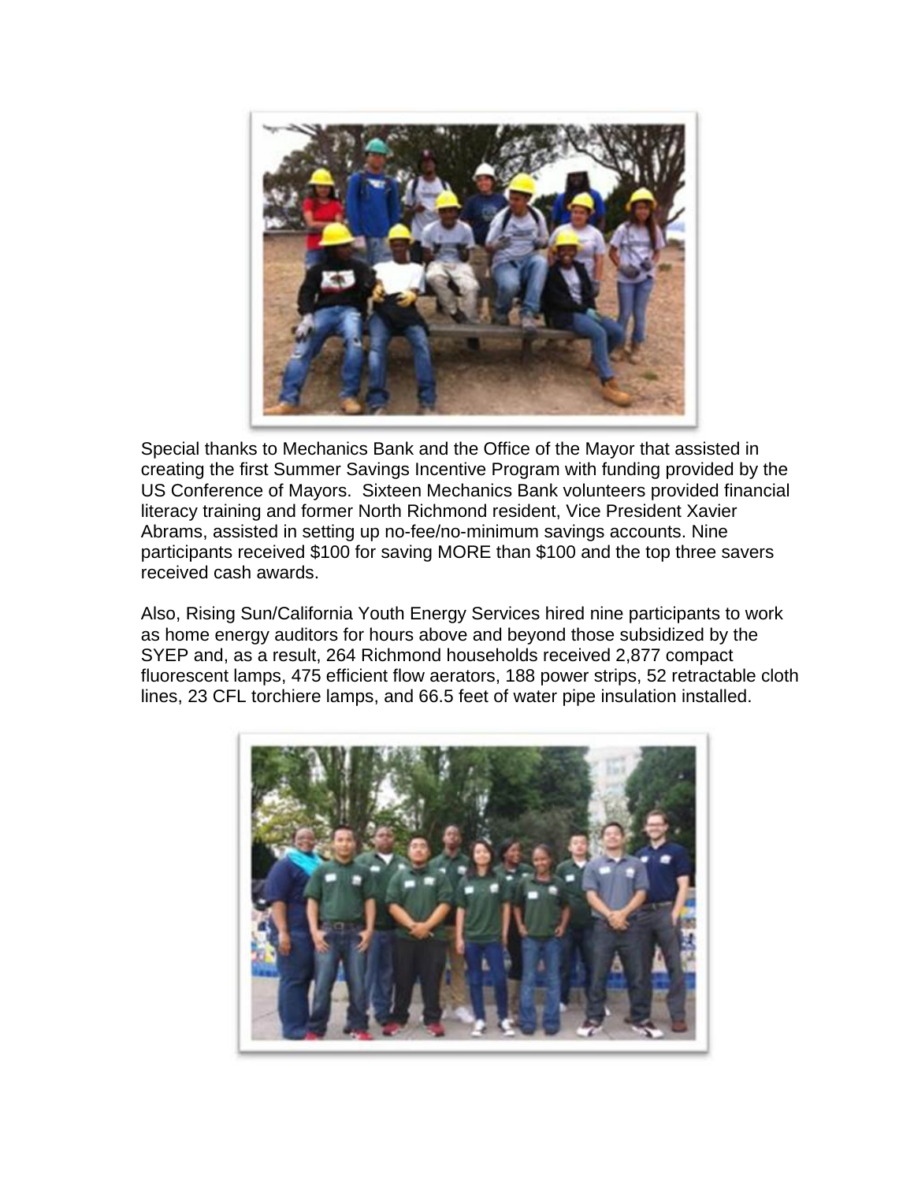Special thanks to Mechanics Bank and the Office of the Mayor that assisted in creating the first Summer Savings Incentive Program with funding provided by the US Conference of Mayors. Sixteen Mechanics Bank volunteers provided financial literacy training and former North Richmond resident, Vice President Xavier Abrams, assisted in setting up no-fee/no-minimum savings accounts. Nine participants received $100 for saving MORE than $100 and the top three savers received cash awards.

Also, Rising Sun/California Youth Energy Services hired nine participants to work as home energy auditors for hours above and beyond those subsidized by the SYEP and, as a result, 264 Richmond households received 2,877 compact fluorescent lamps, 475 efficient flow aerators, 188 power strips, 52 retractable cloth lines, 23 CFL torchiere lamps, and 66.5 feet of water pipe insulation installed.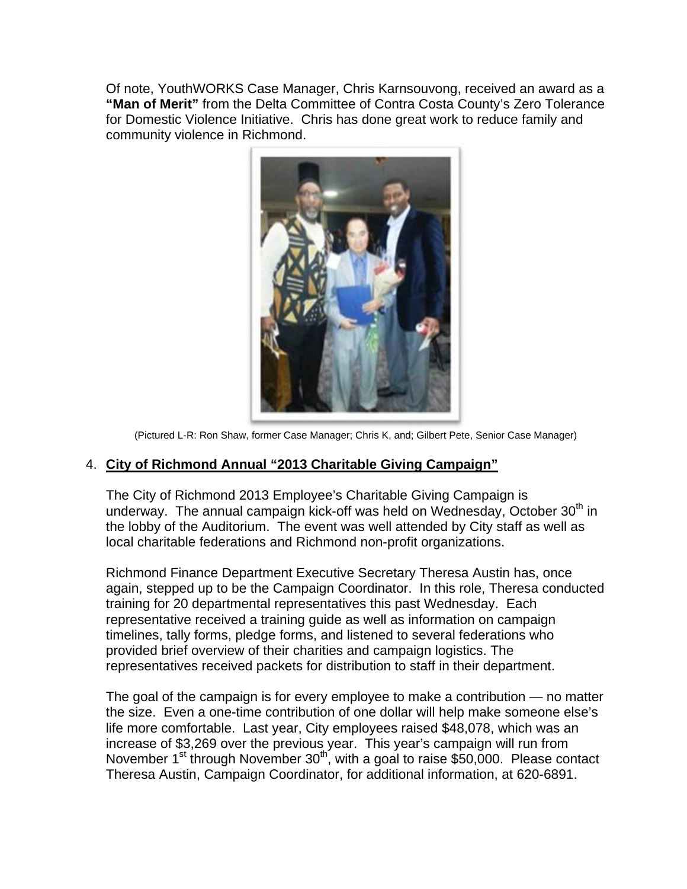Of note, YouthWORKS Case Manager, Chris Karnsouvong, received an award as a **"Man of Merit"** from the Delta Committee of Contra Costa County's Zero Tolerance for Domestic Violence Initiative. Chris has done great work to reduce family and community violence in Richmond.

(Pictured L-R: Ron Shaw, former Case Manager; Chris K, and; Gilbert Pete, Senior Case Manager)

4. **City of Richmond Annual "2013 Charitable Giving Campaign"**

The City of Richmond 2013 Employee's Charitable Giving Campaign is underway. The annual campaign kick-off was held on Wednesday, October 30th in the lobby of the Auditorium. The event was well attended by City staff as well as local charitable federations and Richmond non-profit organizations.

Richmond Finance Department Executive Secretary Theresa Austin has, once again, stepped up to be the Campaign Coordinator. In this role, Theresa conducted training for 20 departmental representatives this past Wednesday. Each representative received a training guide as well as information on campaign timelines, tally forms, pledge forms, and listened to several federations who provided brief overview of their charities and campaign logistics. The representatives received packets for distribution to staff in their department.

The goal of the campaign is for every employee to make a contribution — no matter the size. Even a one-time contribution of one dollar will help make someone else's life more comfortable. Last year, City employees raised $48,078, which was an increase of $3,269 over the previous year. This year's campaign will run from November 1st through November 30th, with a goal to raise $50,000. Please contact Theresa Austin, Campaign Coordinator, for additional information, at 620-6891.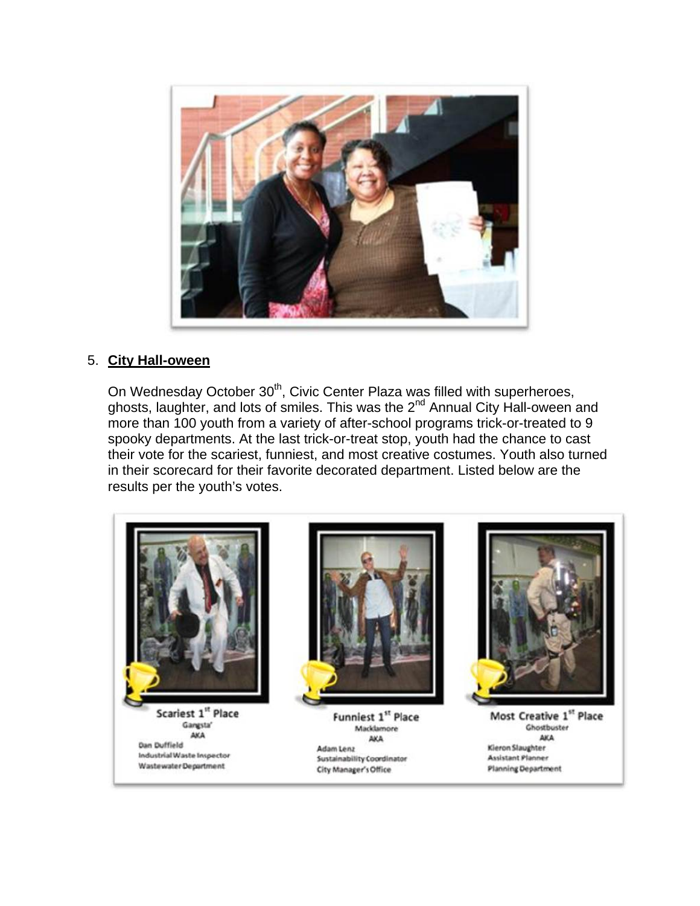5. **City Hall-oween**

On Wednesday October 30th, Civic Center Plaza was filled with superheroes, ghosts, laughter, and lots of smiles. This was the 2nd Annual City Hall-oween and more than 100 youth from a variety of after-school programs trick-or-treated to 9 spooky departments. At the last trick-or-treat stop, youth had the chance to cast their vote for the scariest, funniest, and most creative costumes. Youth also turned in their scorecard for their favorite decorated department. Listed below are the results per the youth's votes.

Scariest 1st Place
Gangsta'
AKA
Dan Duffield
Industrial Waste Inspector
Wastewater Department

Funniest 1st Place
Macklamore
AKA
Adam Lenz
Sustainability Coordinator
City Manager's Office

Most Creative 1st Place
Ghostbuster
AKA
Kieron Slaughter
Assistant Planner
Planning Department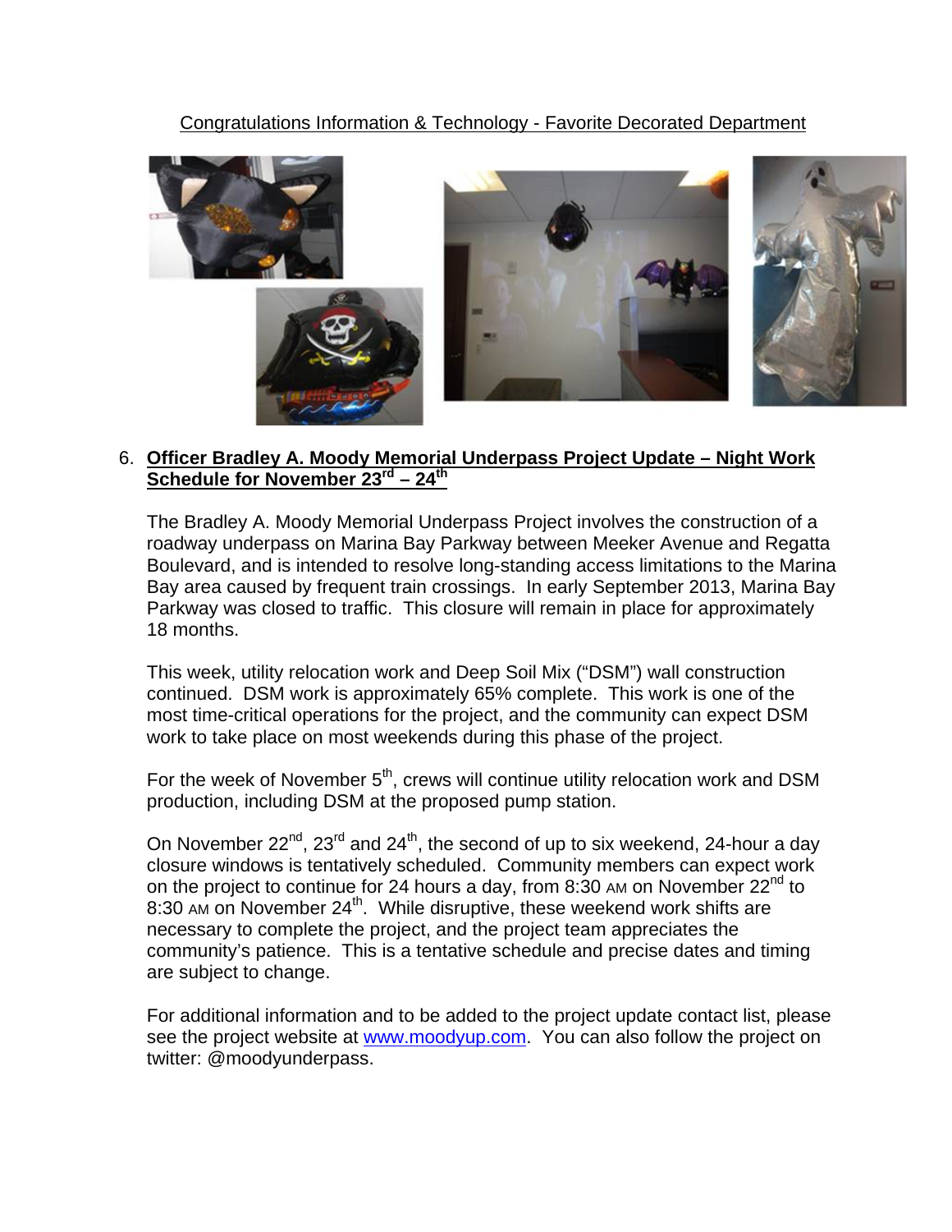Congratulations Information & Technology - Favorite Decorated Department

6. **Officer Bradley A. Moody Memorial Underpass Project Update – Night Work Schedule for November 23rd – 24th**

The Bradley A. Moody Memorial Underpass Project involves the construction of a roadway underpass on Marina Bay Parkway between Meeker Avenue and Regatta Boulevard, and is intended to resolve long-standing access limitations to the Marina Bay area caused by frequent train crossings. In early September 2013, Marina Bay Parkway was closed to traffic. This closure will remain in place for approximately 18 months.

This week, utility relocation work and Deep Soil Mix ("DSM") wall construction continued. DSM work is approximately 65% complete. This work is one of the most time-critical operations for the project, and the community can expect DSM work to take place on most weekends during this phase of the project.

For the week of November 5th, crews will continue utility relocation work and DSM production, including DSM at the proposed pump station.

On November 22nd, 23rd and 24th, the second of up to six weekend, 24-hour a day closure windows is tentatively scheduled. Community members can expect work on the project to continue for 24 hours a day, from 8:30 AM on November 22nd to 8:30 AM on November 24th. While disruptive, these weekend work shifts are necessary to complete the project, and the project team appreciates the community's patience. This is a tentative schedule and precise dates and timing are subject to change.

For additional information and to be added to the project update contact list, please see the project website at www.moodyup.com. You can also follow the project on twitter: @moodyunderpass.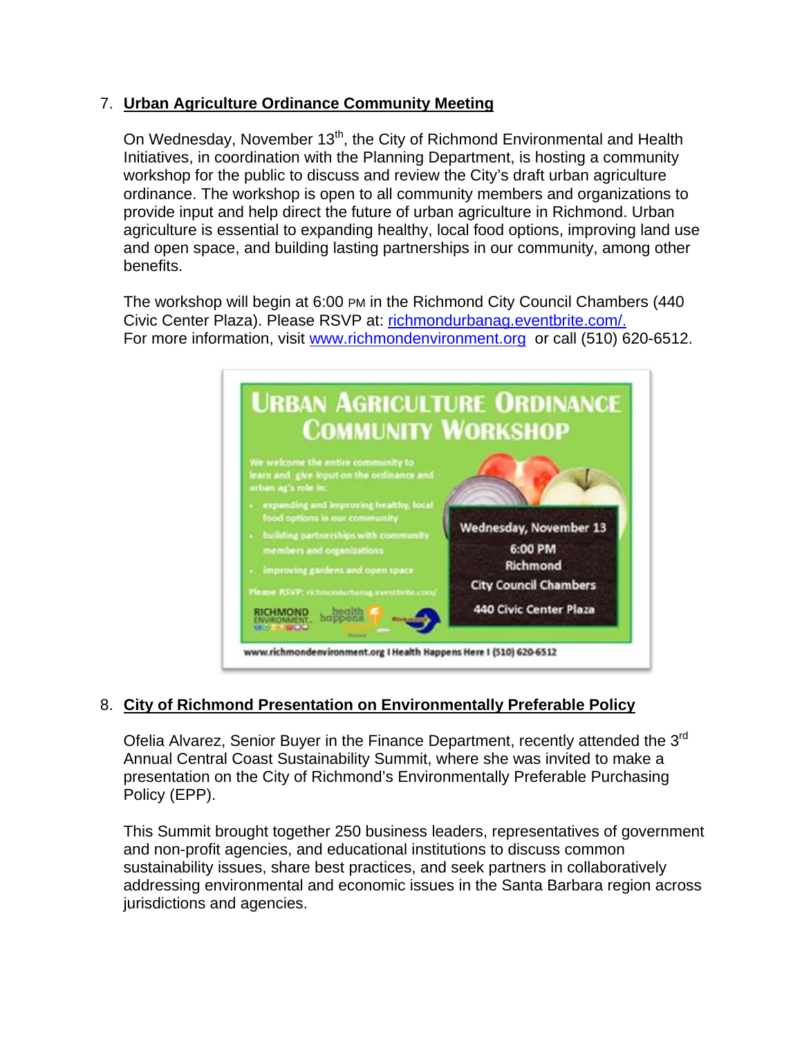7. **Urban Agriculture Ordinance Community Meeting**

   On Wednesday, November 13th, the City of Richmond Environmental and Health Initiatives, in coordination with the Planning Department, is hosting a community workshop for the public to discuss and review the City's draft urban agriculture ordinance. The workshop is open to all community members and organizations to provide input and help direct the future of urban agriculture in Richmond. Urban agriculture is essential to expanding healthy, local food options, improving land use and open space, and building lasting partnerships in our community, among other benefits.

   The workshop will begin at 6:00 PM in the Richmond City Council Chambers (440 Civic Center Plaza). Please RSVP at: richmondurbanag.eventbrite.com/. For more information, visit www.richmondenvironment.org or call (510) 620-6512.

   **URBAN AGRICULTURE ORDINANCE COMMUNITY WORKSHOP**

   We welcome the entire community to learn and give input on the ordinance and urban ag's role in:

   - expanding and improving healthy, local food options in our community
   - building partnerships with community members and organizations
   - improving gardens and open space

   Please RSVP: richmondurbanag.eventbrite.com/

   Wednesday, November 13
   6:00 PM
   Richmond
   City Council Chambers
   440 Civic Center Plaza

   www.richmondenvironment.org I Health Happens Here I (510) 620-6512

8. **City of Richmond Presentation on Environmentally Preferable Policy**

   Ofelia Alvarez, Senior Buyer in the Finance Department, recently attended the 3rd Annual Central Coast Sustainability Summit, where she was invited to make a presentation on the City of Richmond's Environmentally Preferable Purchasing Policy (EPP).

   This Summit brought together 250 business leaders, representatives of government and non-profit agencies, and educational institutions to discuss common sustainability issues, share best practices, and seek partners in collaboratively addressing environmental and economic issues in the Santa Barbara region across jurisdictions and agencies.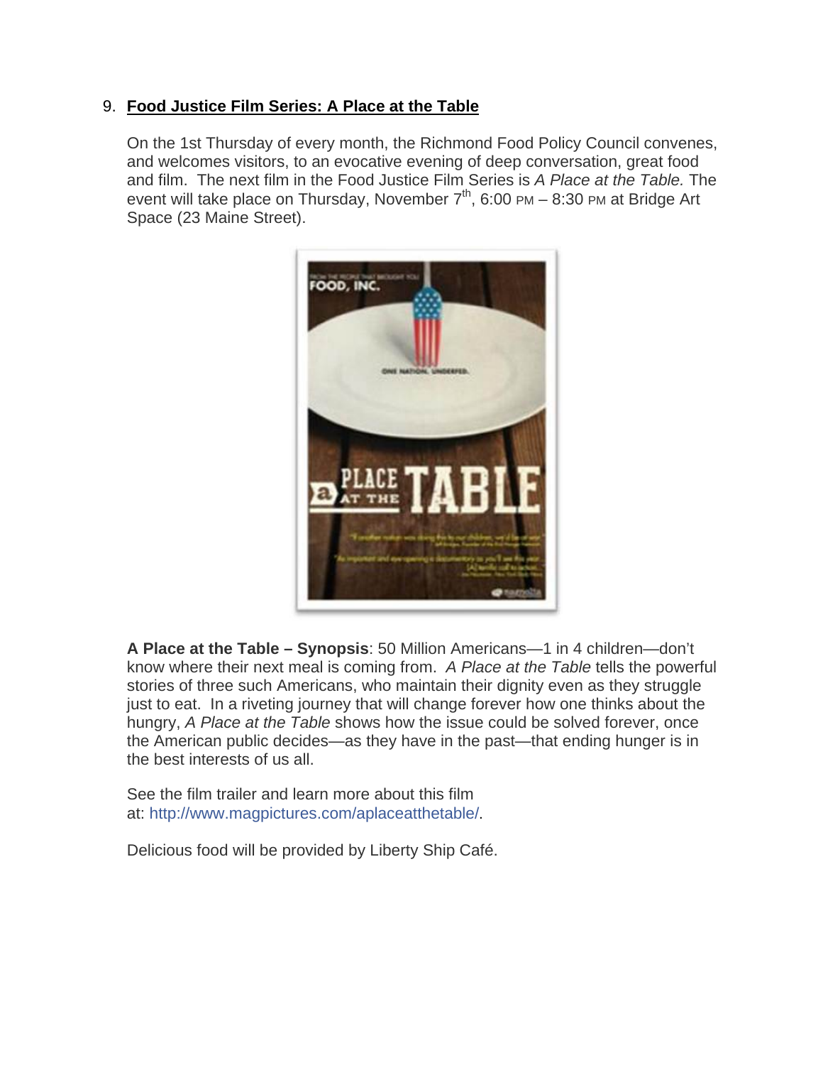9. **Food Justice Film Series: A Place at the Table**

   On the 1st Thursday of every month, the Richmond Food Policy Council convenes, and welcomes visitors, to an evocative evening of deep conversation, great food and film. The next film in the Food Justice Film Series is *A Place at the Table.* The event will take place on Thursday, November 7th, 6:00 PM – 8:30 PM at Bridge Art Space (23 Maine Street).

   **A Place at the Table – Synopsis**: 50 Million Americans—1 in 4 children—don't know where their next meal is coming from. *A Place at the Table* tells the powerful stories of three such Americans, who maintain their dignity even as they struggle just to eat. In a riveting journey that will change forever how one thinks about the hungry, *A Place at the Table* shows how the issue could be solved forever, once the American public decides—as they have in the past—that ending hunger is in the best interests of us all.

   See the film trailer and learn more about this film at: http://www.magpictures.com/aplaceatthetable/.

   Delicious food will be provided by Liberty Ship Café.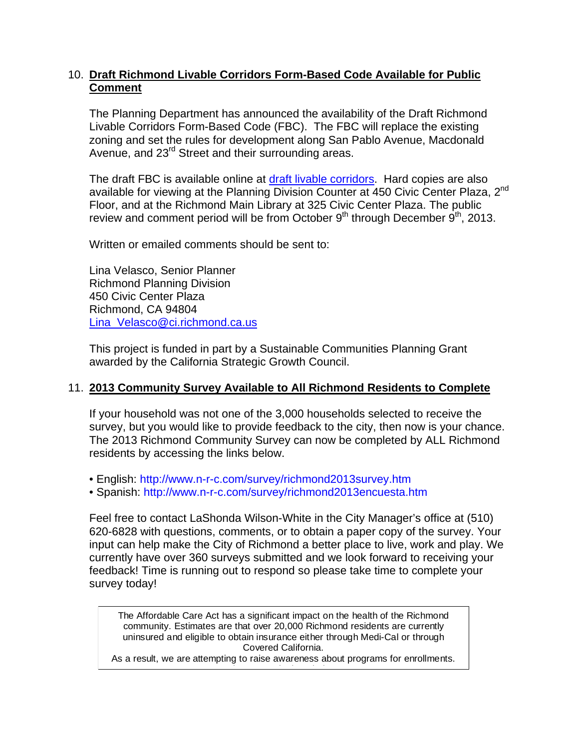10. **Draft Richmond Livable Corridors Form-Based Code Available for Public Comment**

    The Planning Department has announced the availability of the Draft Richmond Livable Corridors Form-Based Code (FBC). The FBC will replace the existing zoning and set the rules for development along San Pablo Avenue, Macdonald Avenue, and 23rd Street and their surrounding areas.

    The draft FBC is available online at draft livable corridors. Hard copies are also available for viewing at the Planning Division Counter at 450 Civic Center Plaza, 2nd Floor, and at the Richmond Main Library at 325 Civic Center Plaza. The public review and comment period will be from October 9th through December 9th, 2013.

    Written or emailed comments should be sent to:

    Lina Velasco, Senior Planner
    Richmond Planning Division
    450 Civic Center Plaza
    Richmond, CA 94804
    Lina_Velasco@ci.richmond.ca.us

    This project is funded in part by a Sustainable Communities Planning Grant awarded by the California Strategic Growth Council.

11. **2013 Community Survey Available to All Richmond Residents to Complete**

    If your household was not one of the 3,000 households selected to receive the survey, but you would like to provide feedback to the city, then now is your chance. The 2013 Richmond Community Survey can now be completed by ALL Richmond residents by accessing the links below.

    - English: http://www.n-r-c.com/survey/richmond2013survey.htm
    - Spanish: http://www.n-r-c.com/survey/richmond2013encuesta.htm

    Feel free to contact LaShonda Wilson-White in the City Manager's office at (510) 620-6828 with questions, comments, or to obtain a paper copy of the survey. Your input can help make the City of Richmond a better place to live, work and play. We currently have over 360 surveys submitted and we look forward to receiving your feedback! Time is running out to respond so please take time to complete your survey today!

The Affordable Care Act has a significant impact on the health of the Richmond community. Estimates are that over 20,000 Richmond residents are currently uninsured and eligible to obtain insurance either through Medi-Cal or through Covered California.
As a result, we are attempting to raise awareness about programs for enrollments.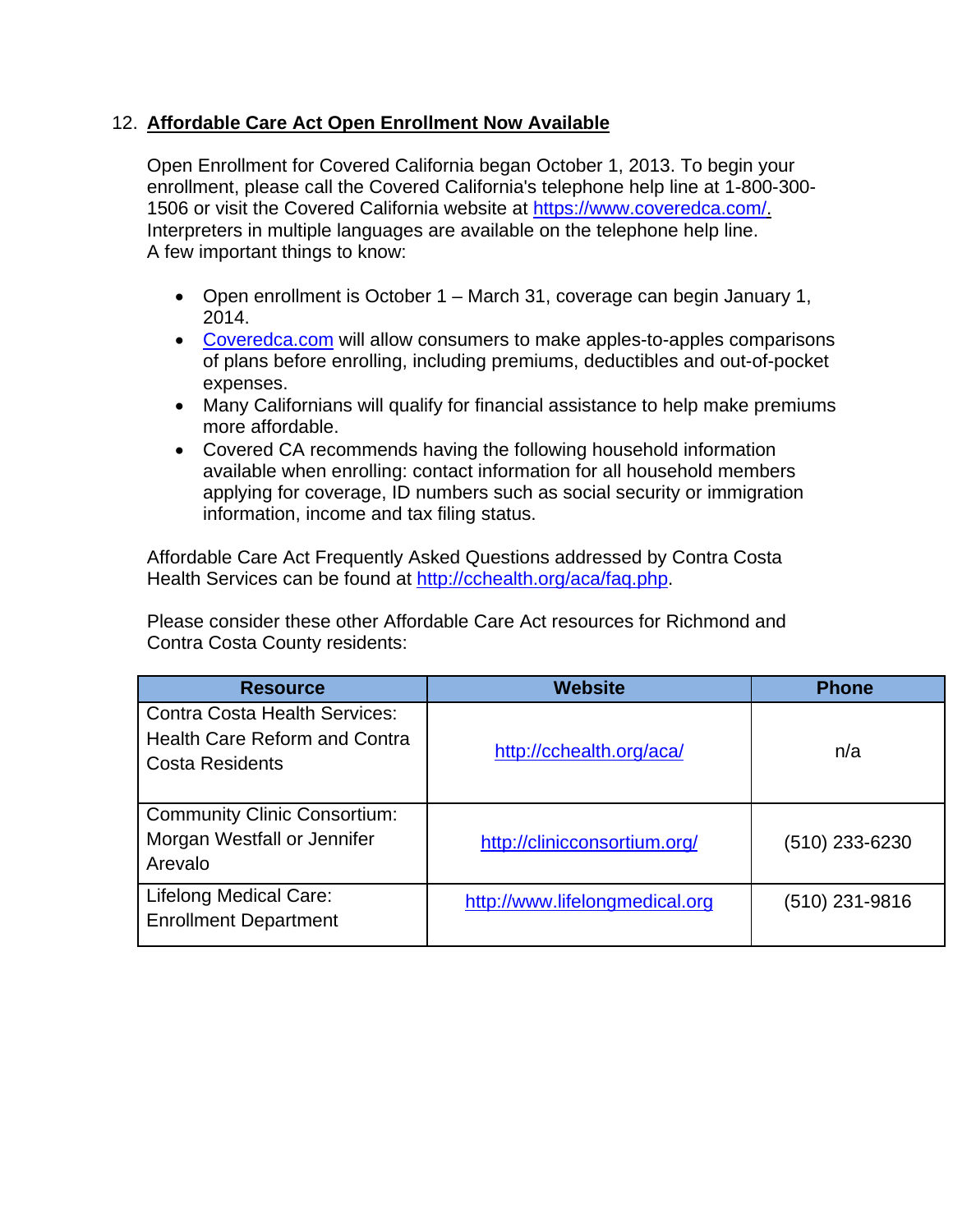## 12. Affordable Care Act Open Enrollment Now Available

Open Enrollment for Covered California began October 1, 2013. To begin your enrollment, please call the Covered California's telephone help line at 1-800-300-1506 or visit the Covered California website at https://www.coveredca.com/. Interpreters in multiple languages are available on the telephone help line. A few important things to know:

- Open enrollment is October 1 – March 31, coverage can begin January 1, 2014.
- Coveredca.com will allow consumers to make apples-to-apples comparisons of plans before enrolling, including premiums, deductibles and out-of-pocket expenses.
- Many Californians will qualify for financial assistance to help make premiums more affordable.
- Covered CA recommends having the following household information available when enrolling: contact information for all household members applying for coverage, ID numbers such as social security or immigration information, income and tax filing status.

Affordable Care Act Frequently Asked Questions addressed by Contra Costa Health Services can be found at http://cchealth.org/aca/faq.php.

Please consider these other Affordable Care Act resources for Richmond and Contra Costa County residents:

| Resource | Website | Phone |
| --- | --- | --- |
| Contra Costa Health Services: Health Care Reform and Contra Costa Residents | http://cchealth.org/aca/ | n/a |
| Community Clinic Consortium: Morgan Westfall or Jennifer Arevalo | http://clinicconsortium.org/ | (510) 233-6230 |
| Lifelong Medical Care: Enrollment Department | http://www.lifelongmedical.org | (510) 231-9816 |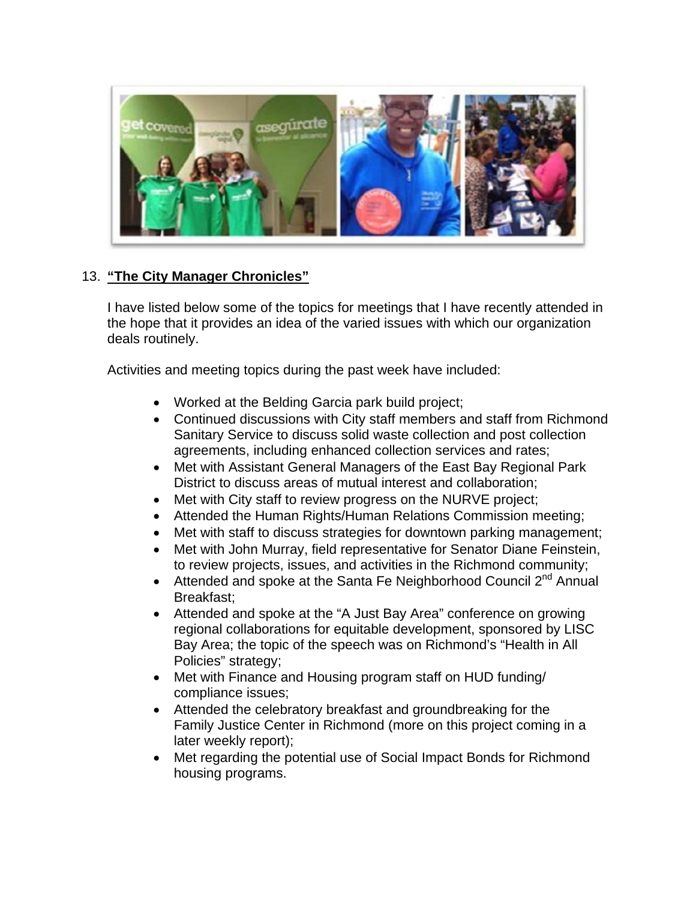13. **"The City Manager Chronicles"**

I have listed below some of the topics for meetings that I have recently attended in the hope that it provides an idea of the varied issues with which our organization deals routinely.

Activities and meeting topics during the past week have included:

- Worked at the Belding Garcia park build project;
- Continued discussions with City staff members and staff from Richmond Sanitary Service to discuss solid waste collection and post collection agreements, including enhanced collection services and rates;
- Met with Assistant General Managers of the East Bay Regional Park District to discuss areas of mutual interest and collaboration;
- Met with City staff to review progress on the NURVE project;
- Attended the Human Rights/Human Relations Commission meeting;
- Met with staff to discuss strategies for downtown parking management;
- Met with John Murray, field representative for Senator Diane Feinstein, to review projects, issues, and activities in the Richmond community;
- Attended and spoke at the Santa Fe Neighborhood Council 2nd Annual Breakfast;
- Attended and spoke at the "A Just Bay Area" conference on growing regional collaborations for equitable development, sponsored by LISC Bay Area; the topic of the speech was on Richmond's "Health in All Policies" strategy;
- Met with Finance and Housing program staff on HUD funding/ compliance issues;
- Attended the celebratory breakfast and groundbreaking for the Family Justice Center in Richmond (more on this project coming in a later weekly report);
- Met regarding the potential use of Social Impact Bonds for Richmond housing programs.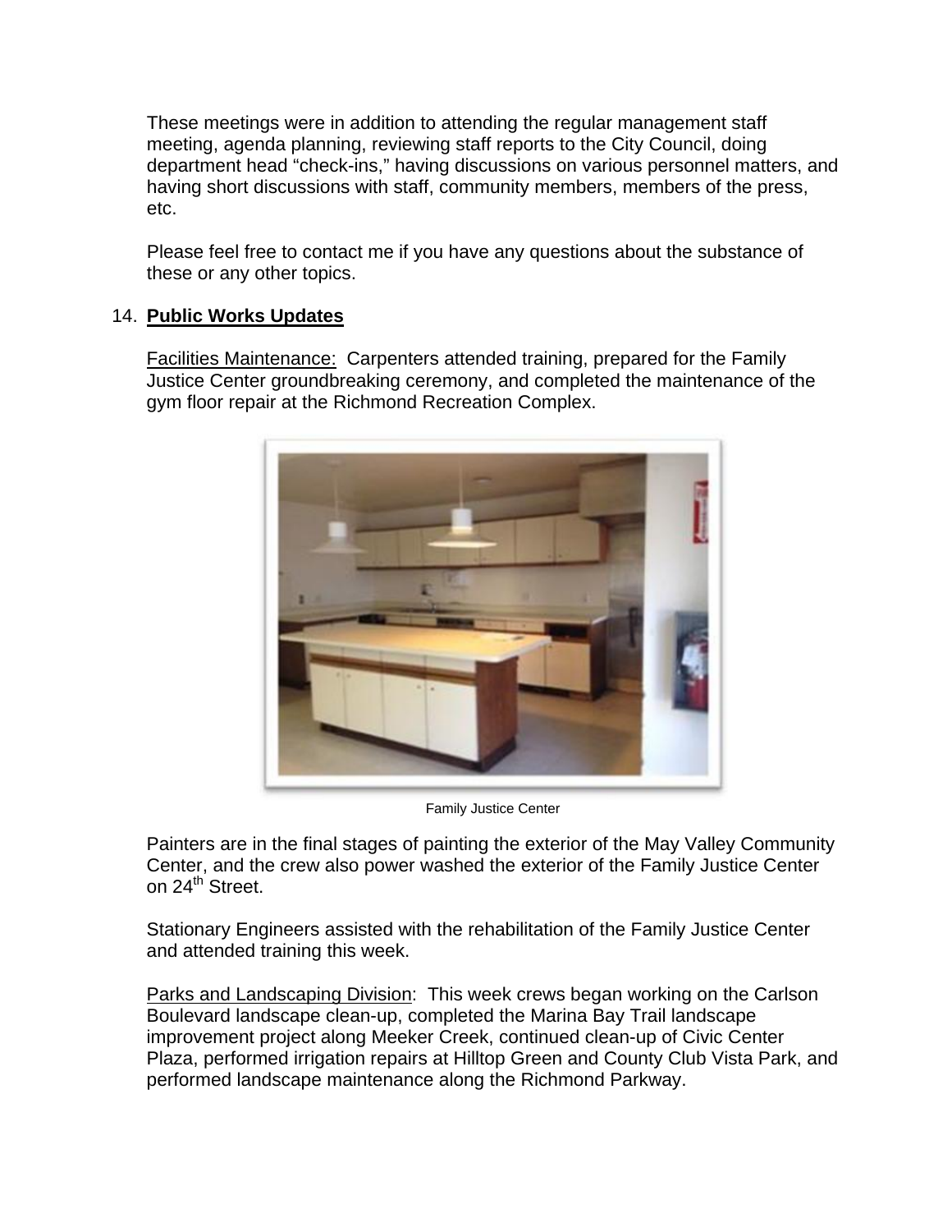These meetings were in addition to attending the regular management staff meeting, agenda planning, reviewing staff reports to the City Council, doing department head "check-ins," having discussions on various personnel matters, and having short discussions with staff, community members, members of the press, etc.

Please feel free to contact me if you have any questions about the substance of these or any other topics.

14. **Public Works Updates**

Facilities Maintenance: Carpenters attended training, prepared for the Family Justice Center groundbreaking ceremony, and completed the maintenance of the gym floor repair at the Richmond Recreation Complex.

Family Justice Center

Painters are in the final stages of painting the exterior of the May Valley Community Center, and the crew also power washed the exterior of the Family Justice Center on 24th Street.

Stationary Engineers assisted with the rehabilitation of the Family Justice Center and attended training this week.

Parks and Landscaping Division: This week crews began working on the Carlson Boulevard landscape clean-up, completed the Marina Bay Trail landscape improvement project along Meeker Creek, continued clean-up of Civic Center Plaza, performed irrigation repairs at Hilltop Green and County Club Vista Park, and performed landscape maintenance along the Richmond Parkway.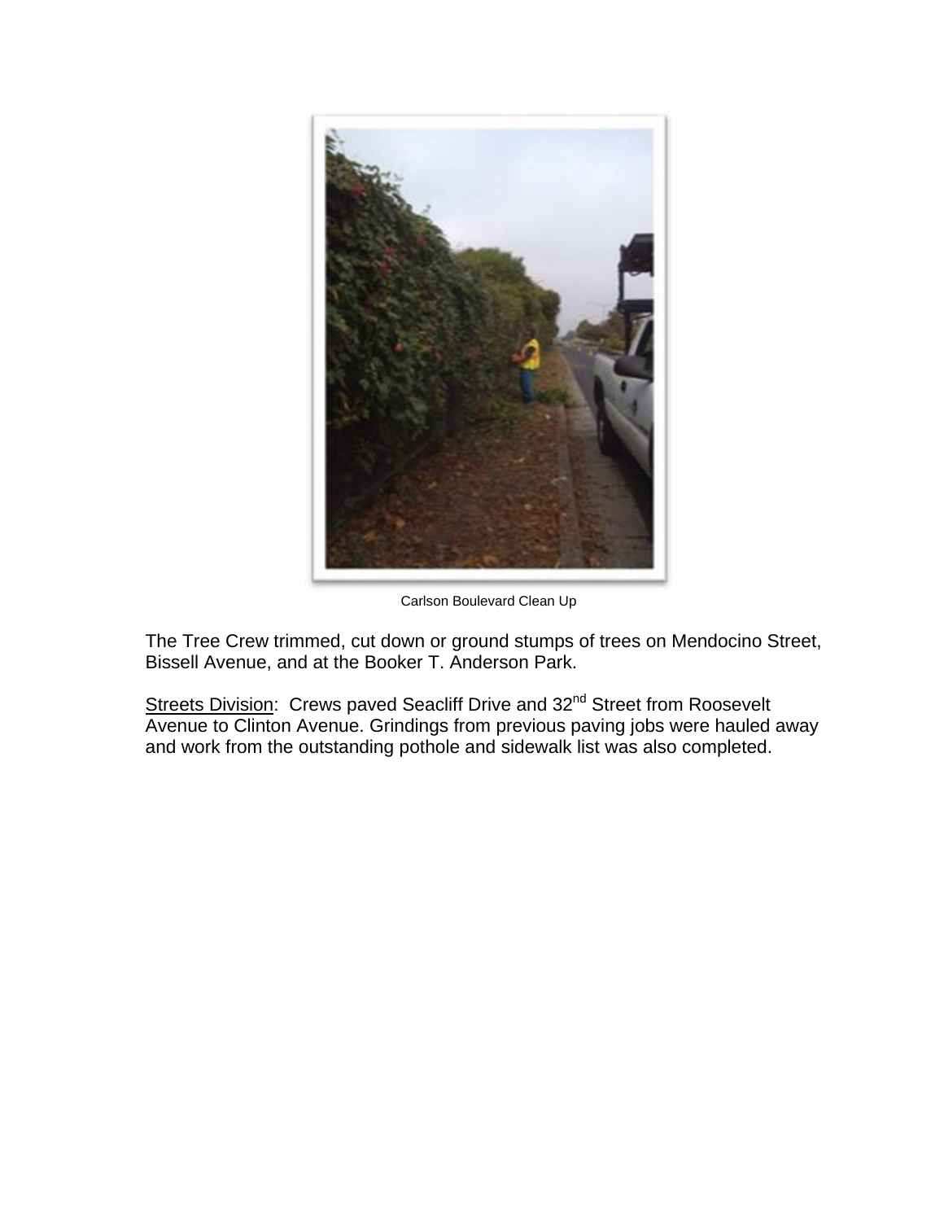Carlson Boulevard Clean Up

The Tree Crew trimmed, cut down or ground stumps of trees on Mendocino Street, Bissell Avenue, and at the Booker T. Anderson Park.

Streets Division: Crews paved Seacliff Drive and 32nd Street from Roosevelt Avenue to Clinton Avenue. Grindings from previous paving jobs were hauled away and work from the outstanding pothole and sidewalk list was also completed.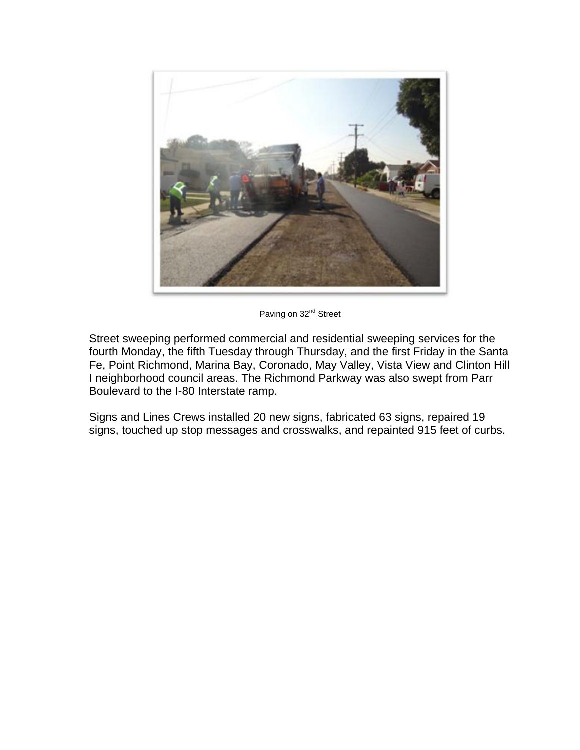Paving on 32nd Street

Street sweeping performed commercial and residential sweeping services for the fourth Monday, the fifth Tuesday through Thursday, and the first Friday in the Santa Fe, Point Richmond, Marina Bay, Coronado, May Valley, Vista View and Clinton Hill I neighborhood council areas. The Richmond Parkway was also swept from Parr Boulevard to the I-80 Interstate ramp.

Signs and Lines Crews installed 20 new signs, fabricated 63 signs, repaired 19 signs, touched up stop messages and crosswalks, and repainted 915 feet of curbs.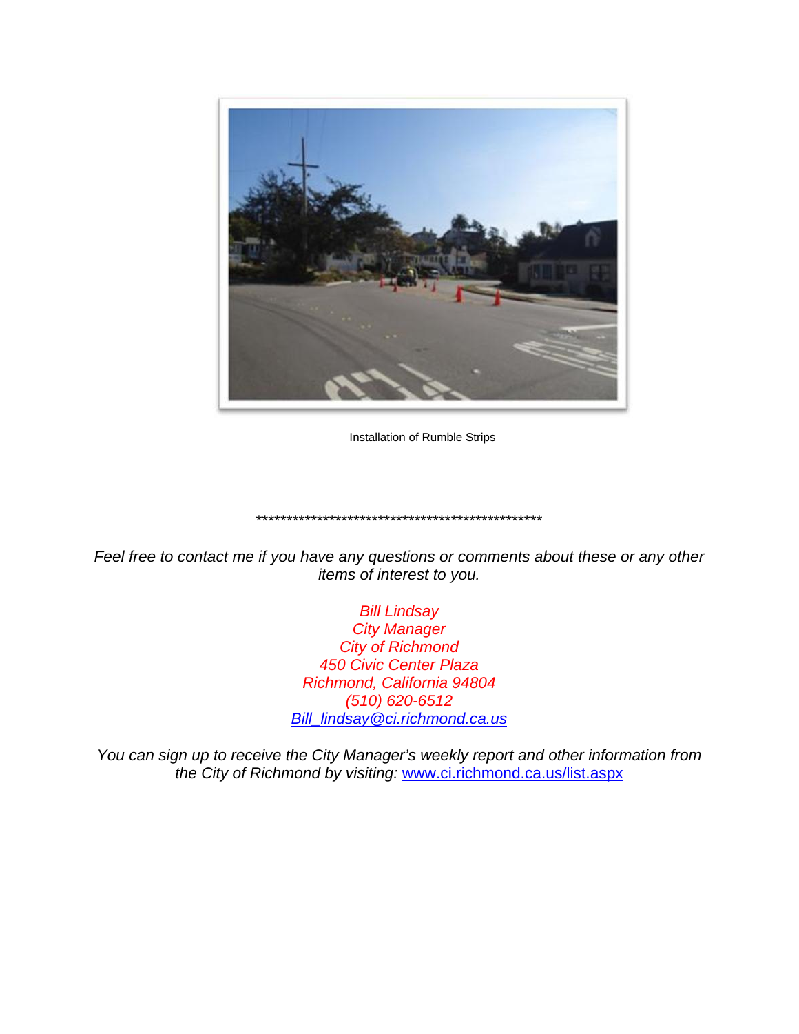Installation of Rumble Strips

\*\*\*\*\*\*\*\*\*\*\*\*\*\*\*\*\*\*\*\*\*\*\*\*\*\*\*\*\*\*\*\*\*\*\*\*\*\*\*\*\*\*\*\*\*\*\*\*\*\*\*

*Feel free to contact me if you have any questions or comments about these or any other items of interest to you.*

*Bill Lindsay*
*City Manager*
*City of Richmond*
*450 Civic Center Plaza*
*Richmond, California 94804*
*(510) 620-6512*
*Bill_lindsay@ci.richmond.ca.us*

*You can sign up to receive the City Manager's weekly report and other information from the City of Richmond by visiting:* www.ci.richmond.ca.us/list.aspx